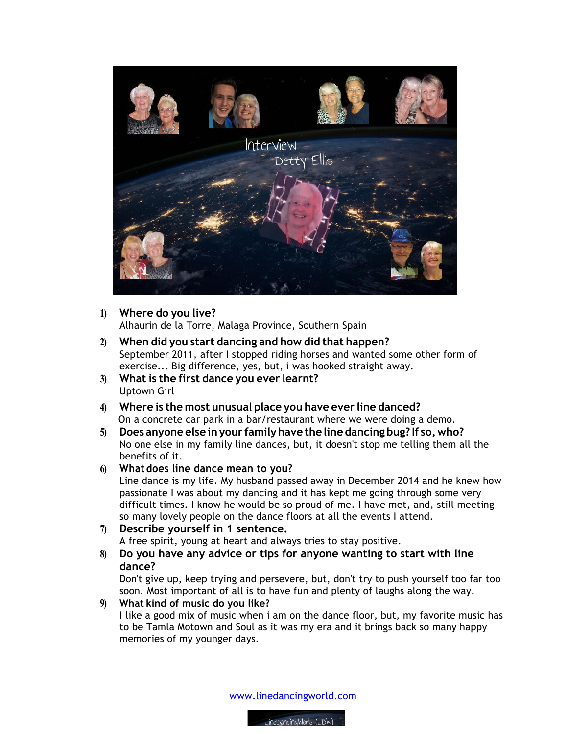Interview

Detty Ellis

1) **Where do you live?**
   Alhaurin de la Torre, Malaga Province, Southern Spain

2) **When did you start dancing and how did that happen?**
   September 2011, after I stopped riding horses and wanted some other form of exercise... Big difference, yes, but, i was hooked straight away.

3) **What is the first dance you ever learnt?**
   Uptown Girl

4) **Where is the most unusual place you have ever line danced?**
   On a concrete car park in a bar/restaurant where we were doing a demo.

5) **Does anyone else in your family have the line dancing bug? If so, who?**
   No one else in my family line dances, but, it doesn't stop me telling them all the benefits of it.

6) **What does line dance mean to you?**
   Line dance is my life. My husband passed away in December 2014 and he knew how passionate I was about my dancing and it has kept me going through some very difficult times. I know he would be so proud of me. I have met, and, still meeting so many lovely people on the dance floors at all the events I attend.

7) **Describe yourself in 1 sentence.**
   A free spirit, young at heart and always tries to stay positive.

8) **Do you have any advice or tips for anyone wanting to start with line dance?**
   Don't give up, keep trying and persevere, but, don't try to push yourself too far too soon. Most important of all is to have fun and plenty of laughs along the way.

9) **What kind of music do you like?**
   I like a good mix of music when i am on the dance floor, but, my favorite music has to be Tamla Motown and Soul as it was my era and it brings back so many happy memories of my younger days.

www.linedancingworld.com

LineDancingWorld (LDW)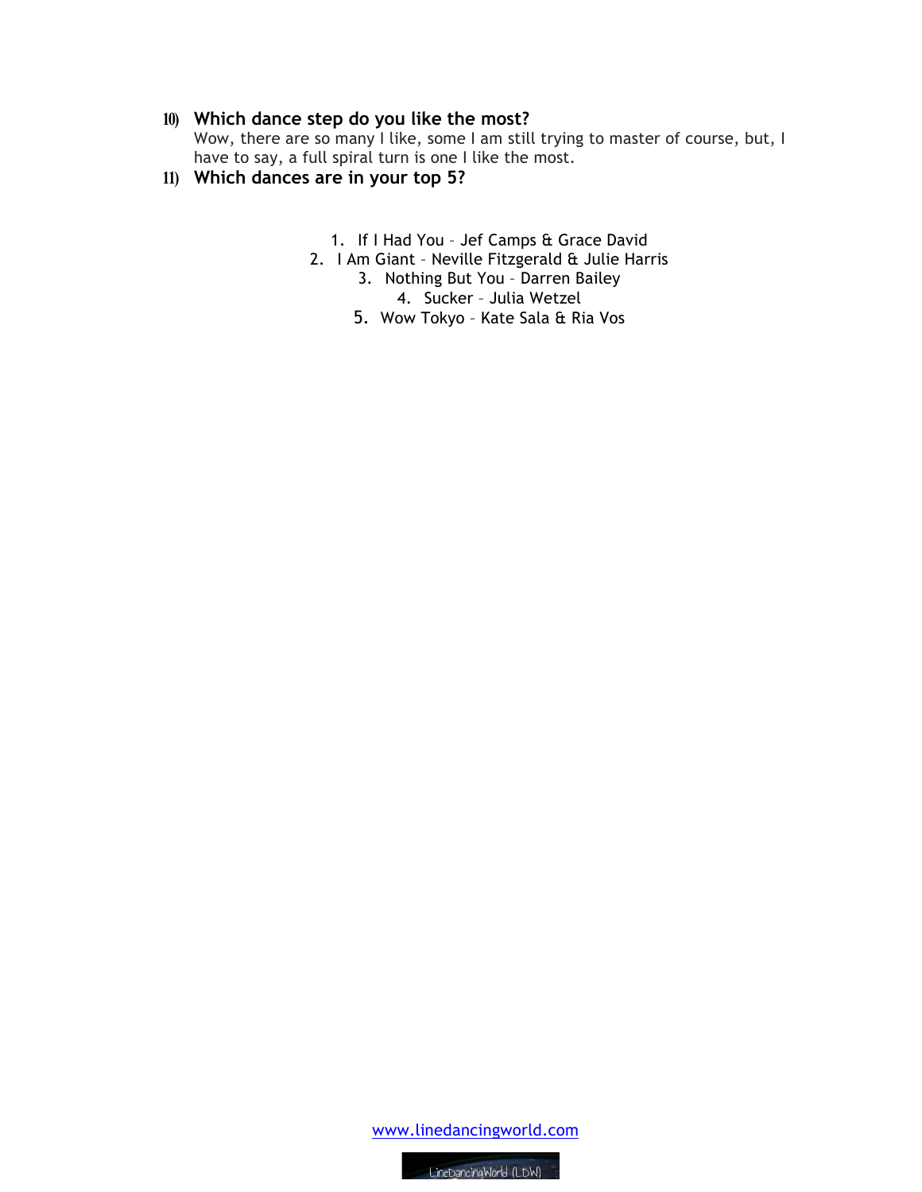10) **Which dance step do you like the most?**
Wow, there are so many I like, some I am still trying to master of course, but, I have to say, a full spiral turn is one I like the most.

11) **Which dances are in your top 5?**

1. If I Had You – Jef Camps & Grace David
2. I Am Giant – Neville Fitzgerald & Julie Harris
3. Nothing But You – Darren Bailey
4. Sucker – Julia Wetzel
5. Wow Tokyo – Kate Sala & Ria Vos

www.linedancingworld.com